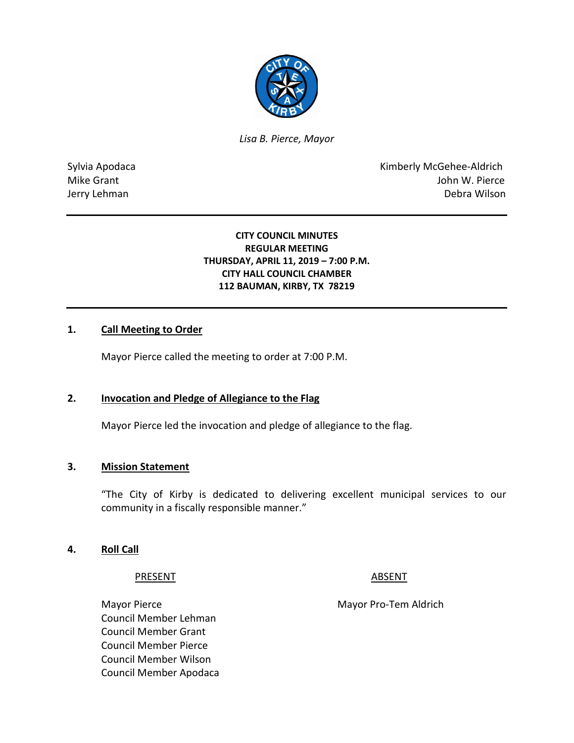*Lisa B. Pierce, Mayor*

Sylvia Apodaca
Mike Grant
Jerry Lehman

Kimberly McGehee-Aldrich
John W. Pierce
Debra Wilson

---

**CITY COUNCIL MINUTES**
**REGULAR MEETING**
**THURSDAY, APRIL 11, 2019 – 7:00 P.M.**
**CITY HALL COUNCIL CHAMBER**
**112 BAUMAN, KIRBY, TX 78219**

---

## 1. Call Meeting to Order

Mayor Pierce called the meeting to order at 7:00 P.M.

## 2. Invocation and Pledge of Allegiance to the Flag

Mayor Pierce led the invocation and pledge of allegiance to the flag.

## 3. Mission Statement

"The City of Kirby is dedicated to delivering excellent municipal services to our community in a fiscally responsible manner."

## 4. Roll Call

| PRESENT | ABSENT |
| --- | --- |
| Mayor Pierce | Mayor Pro-Tem Aldrich |
| Council Member Lehman | |
| Council Member Grant | |
| Council Member Pierce | |
| Council Member Wilson | |
| Council Member Apodaca | |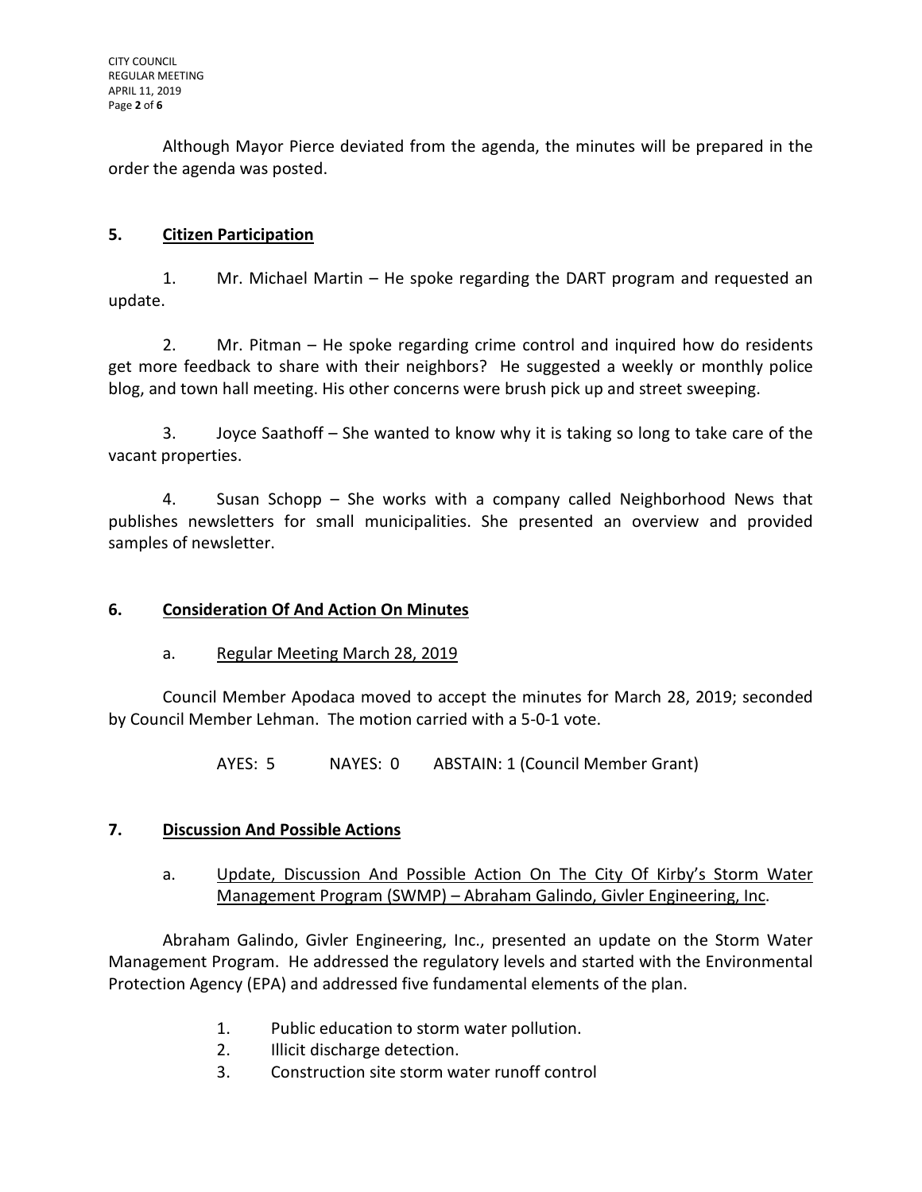Although Mayor Pierce deviated from the agenda, the minutes will be prepared in the order the agenda was posted.

## 5. Citizen Participation

1. Mr. Michael Martin – He spoke regarding the DART program and requested an update.

2. Mr. Pitman – He spoke regarding crime control and inquired how do residents get more feedback to share with their neighbors? He suggested a weekly or monthly police blog, and town hall meeting. His other concerns were brush pick up and street sweeping.

3. Joyce Saathoff – She wanted to know why it is taking so long to take care of the vacant properties.

4. Susan Schopp – She works with a company called Neighborhood News that publishes newsletters for small municipalities. She presented an overview and provided samples of newsletter.

## 6. Consideration Of And Action On Minutes

a. Regular Meeting March 28, 2019

Council Member Apodaca moved to accept the minutes for March 28, 2019; seconded by Council Member Lehman. The motion carried with a 5-0-1 vote.

AYES: 5 NAYES: 0 ABSTAIN: 1 (Council Member Grant)

## 7. Discussion And Possible Actions

a. Update, Discussion And Possible Action On The City Of Kirby's Storm Water Management Program (SWMP) – Abraham Galindo, Givler Engineering, Inc.

Abraham Galindo, Givler Engineering, Inc., presented an update on the Storm Water Management Program. He addressed the regulatory levels and started with the Environmental Protection Agency (EPA) and addressed five fundamental elements of the plan.

1. Public education to storm water pollution.
2. Illicit discharge detection.
3. Construction site storm water runoff control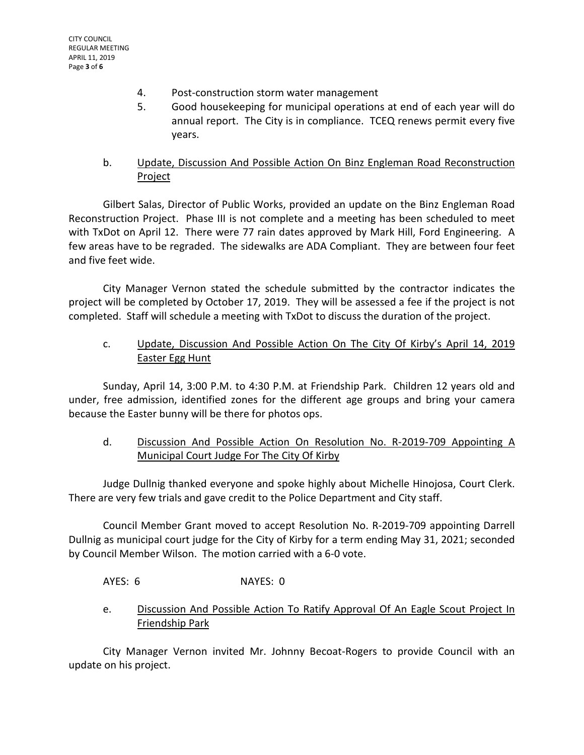4. Post-construction storm water management
5. Good housekeeping for municipal operations at end of each year will do annual report. The City is in compliance. TCEQ renews permit every five years.

b. <u>Update, Discussion And Possible Action On Binz Engleman Road Reconstruction Project</u>

Gilbert Salas, Director of Public Works, provided an update on the Binz Engleman Road Reconstruction Project. Phase III is not complete and a meeting has been scheduled to meet with TxDot on April 12. There were 77 rain dates approved by Mark Hill, Ford Engineering. A few areas have to be regraded. The sidewalks are ADA Compliant. They are between four feet and five feet wide.

City Manager Vernon stated the schedule submitted by the contractor indicates the project will be completed by October 17, 2019. They will be assessed a fee if the project is not completed. Staff will schedule a meeting with TxDot to discuss the duration of the project.

c. <u>Update, Discussion And Possible Action On The City Of Kirby's April 14, 2019 Easter Egg Hunt</u>

Sunday, April 14, 3:00 P.M. to 4:30 P.M. at Friendship Park. Children 12 years old and under, free admission, identified zones for the different age groups and bring your camera because the Easter bunny will be there for photos ops.

d. <u>Discussion And Possible Action On Resolution No. R-2019-709 Appointing A Municipal Court Judge For The City Of Kirby</u>

Judge Dullnig thanked everyone and spoke highly about Michelle Hinojosa, Court Clerk. There are very few trials and gave credit to the Police Department and City staff.

Council Member Grant moved to accept Resolution No. R-2019-709 appointing Darrell Dullnig as municipal court judge for the City of Kirby for a term ending May 31, 2021; seconded by Council Member Wilson. The motion carried with a 6-0 vote.

AYES: 6 NAYES: 0

e. <u>Discussion And Possible Action To Ratify Approval Of An Eagle Scout Project In Friendship Park</u>

City Manager Vernon invited Mr. Johnny Becoat-Rogers to provide Council with an update on his project.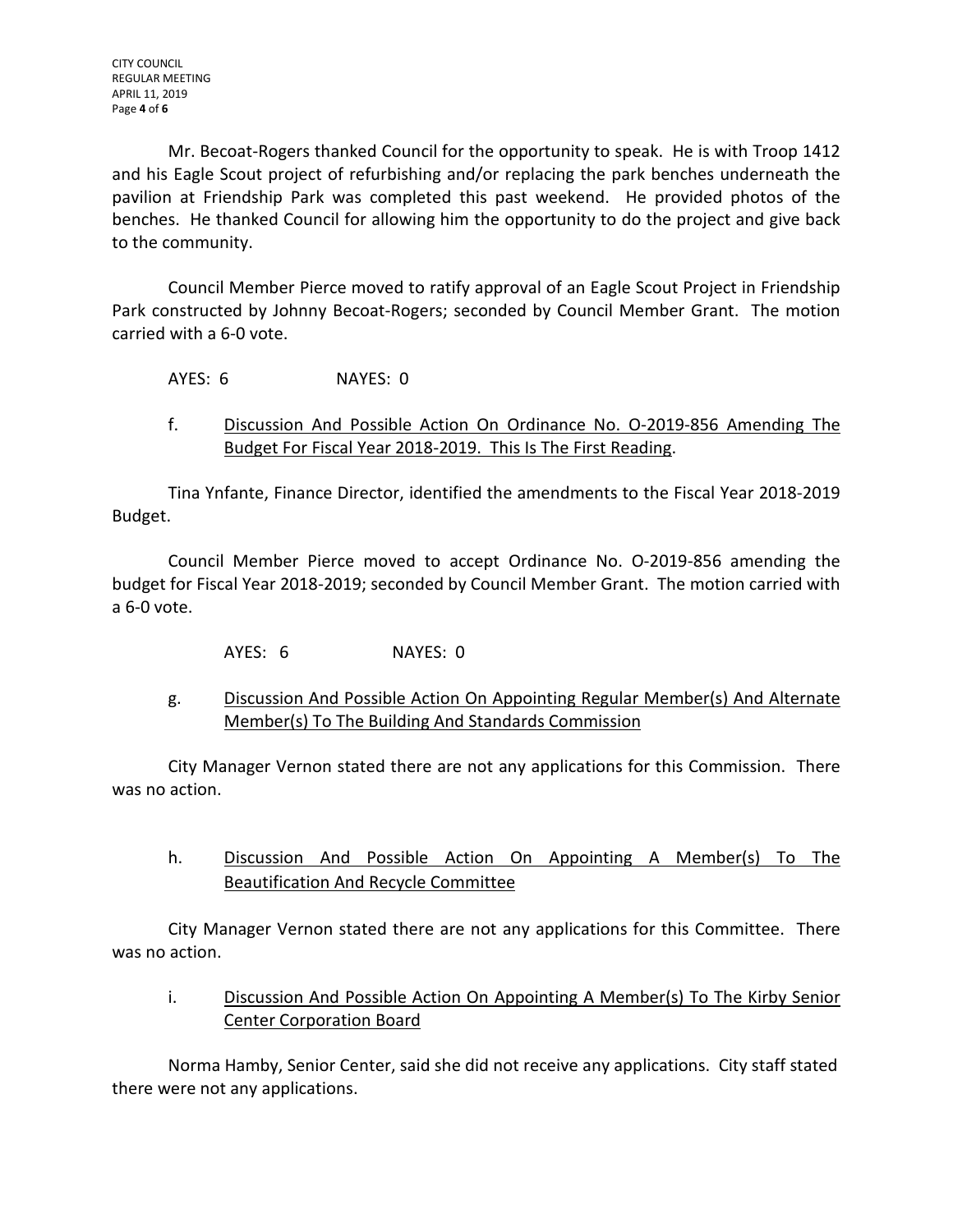Mr. Becoat-Rogers thanked Council for the opportunity to speak. He is with Troop 1412 and his Eagle Scout project of refurbishing and/or replacing the park benches underneath the pavilion at Friendship Park was completed this past weekend. He provided photos of the benches. He thanked Council for allowing him the opportunity to do the project and give back to the community.

Council Member Pierce moved to ratify approval of an Eagle Scout Project in Friendship Park constructed by Johnny Becoat-Rogers; seconded by Council Member Grant. The motion carried with a 6-0 vote.

AYES: 6 NAYES: 0

f. Discussion And Possible Action On Ordinance No. O-2019-856 Amending The Budget For Fiscal Year 2018-2019. This Is The First Reading.

Tina Ynfante, Finance Director, identified the amendments to the Fiscal Year 2018-2019 Budget.

Council Member Pierce moved to accept Ordinance No. O-2019-856 amending the budget for Fiscal Year 2018-2019; seconded by Council Member Grant. The motion carried with a 6-0 vote.

AYES: 6 NAYES: 0

g. Discussion And Possible Action On Appointing Regular Member(s) And Alternate Member(s) To The Building And Standards Commission

City Manager Vernon stated there are not any applications for this Commission. There was no action.

h. Discussion And Possible Action On Appointing A Member(s) To The Beautification And Recycle Committee

City Manager Vernon stated there are not any applications for this Committee. There was no action.

i. Discussion And Possible Action On Appointing A Member(s) To The Kirby Senior Center Corporation Board

Norma Hamby, Senior Center, said she did not receive any applications. City staff stated there were not any applications.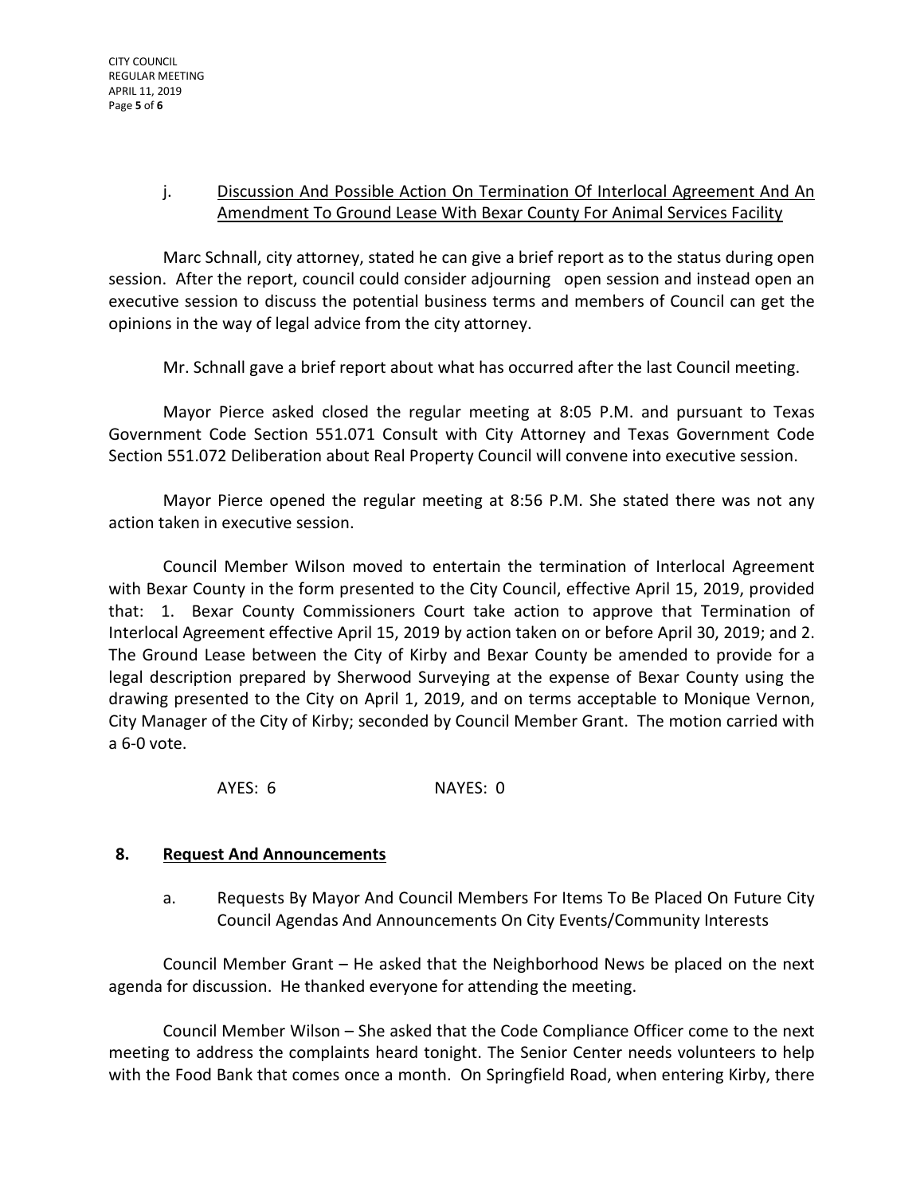j. <u>Discussion And Possible Action On Termination Of Interlocal Agreement And An Amendment To Ground Lease With Bexar County For Animal Services Facility</u>

Marc Schnall, city attorney, stated he can give a brief report as to the status during open session. After the report, council could consider adjourning open session and instead open an executive session to discuss the potential business terms and members of Council can get the opinions in the way of legal advice from the city attorney.

Mr. Schnall gave a brief report about what has occurred after the last Council meeting.

Mayor Pierce asked closed the regular meeting at 8:05 P.M. and pursuant to Texas Government Code Section 551.071 Consult with City Attorney and Texas Government Code Section 551.072 Deliberation about Real Property Council will convene into executive session.

Mayor Pierce opened the regular meeting at 8:56 P.M. She stated there was not any action taken in executive session.

Council Member Wilson moved to entertain the termination of Interlocal Agreement with Bexar County in the form presented to the City Council, effective April 15, 2019, provided that: 1. Bexar County Commissioners Court take action to approve that Termination of Interlocal Agreement effective April 15, 2019 by action taken on or before April 30, 2019; and 2. The Ground Lease between the City of Kirby and Bexar County be amended to provide for a legal description prepared by Sherwood Surveying at the expense of Bexar County using the drawing presented to the City on April 1, 2019, and on terms acceptable to Monique Vernon, City Manager of the City of Kirby; seconded by Council Member Grant. The motion carried with a 6-0 vote.

AYES: 6 NAYES: 0

**8. <u>Request And Announcements</u>**

a. Requests By Mayor And Council Members For Items To Be Placed On Future City Council Agendas And Announcements On City Events/Community Interests

Council Member Grant – He asked that the Neighborhood News be placed on the next agenda for discussion. He thanked everyone for attending the meeting.

Council Member Wilson – She asked that the Code Compliance Officer come to the next meeting to address the complaints heard tonight. The Senior Center needs volunteers to help with the Food Bank that comes once a month. On Springfield Road, when entering Kirby, there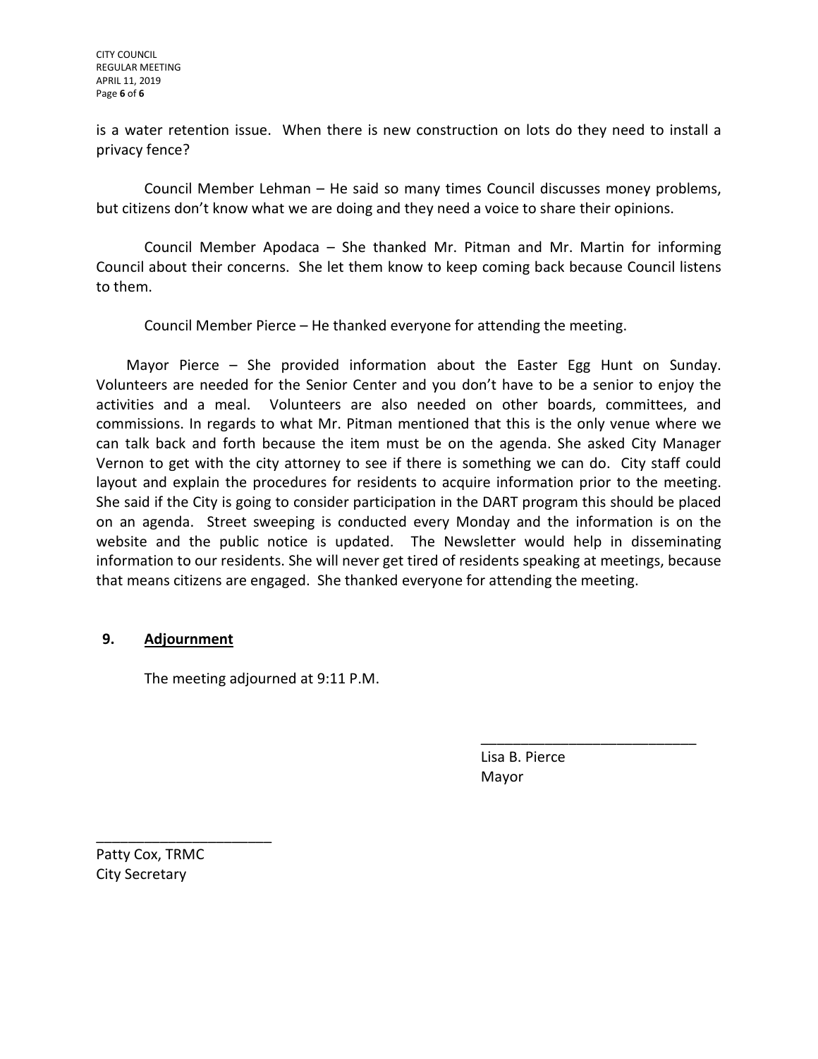is a water retention issue. When there is new construction on lots do they need to install a privacy fence?

Council Member Lehman – He said so many times Council discusses money problems, but citizens don't know what we are doing and they need a voice to share their opinions.

Council Member Apodaca – She thanked Mr. Pitman and Mr. Martin for informing Council about their concerns. She let them know to keep coming back because Council listens to them.

Council Member Pierce – He thanked everyone for attending the meeting.

Mayor Pierce – She provided information about the Easter Egg Hunt on Sunday. Volunteers are needed for the Senior Center and you don't have to be a senior to enjoy the activities and a meal. Volunteers are also needed on other boards, committees, and commissions. In regards to what Mr. Pitman mentioned that this is the only venue where we can talk back and forth because the item must be on the agenda. She asked City Manager Vernon to get with the city attorney to see if there is something we can do. City staff could layout and explain the procedures for residents to acquire information prior to the meeting. She said if the City is going to consider participation in the DART program this should be placed on an agenda. Street sweeping is conducted every Monday and the information is on the website and the public notice is updated. The Newsletter would help in disseminating information to our residents. She will never get tired of residents speaking at meetings, because that means citizens are engaged. She thanked everyone for attending the meeting.

**9. Adjournment**

The meeting adjourned at 9:11 P.M.

\_\_\_\_\_\_\_\_\_\_\_\_\_\_\_\_\_\_\_\_\_\_\_\_\_\_\_
Lisa B. Pierce
Mayor

\_\_\_\_\_\_\_\_\_\_\_\_\_\_\_\_\_\_\_\_\_\_
Patty Cox, TRMC
City Secretary